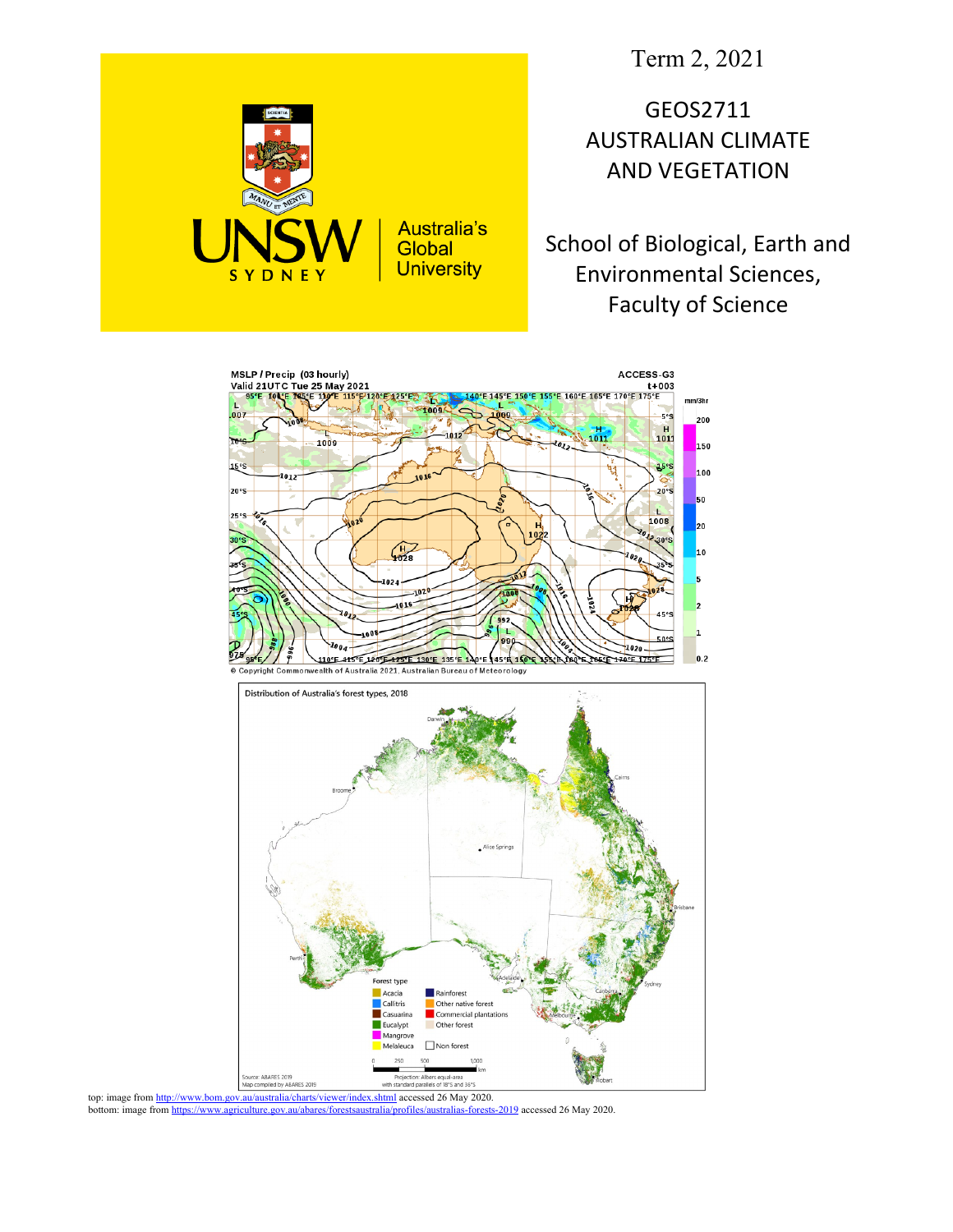Term 2, 2021

# GEOS2711 AUSTRALIAN CLIMATE AND VEGETATION

## School of Biological, Earth and Environmental Sciences, Faculty of Science

MSLP / Precip (03 hourly)
Valid 21UTC Tue 25 May 2021
ACCESS-G3
t+003
© Copyright Commonwealth of Australia 2021, Australian Bureau of Meteorology

Distribution of Australia's forest types, 2018

Forest type: Acacia, Callitris, Casuarina, Eucalypt, Mangrove, Melaleuca, Rainforest, Other native forest, Commercial plantations, Other forest, Non forest

Source: ABARES 2019
Map compiled by ABARES 2019
Projection: Albers equal-area with standard parallels of 18°S and 36°S

top: image from http://www.bom.gov.au/australia/charts/viewer/index.shtml accessed 26 May 2020.
bottom: image from https://www.agriculture.gov.au/abares/forestsaustralia/profiles/australias-forests-2019 accessed 26 May 2020.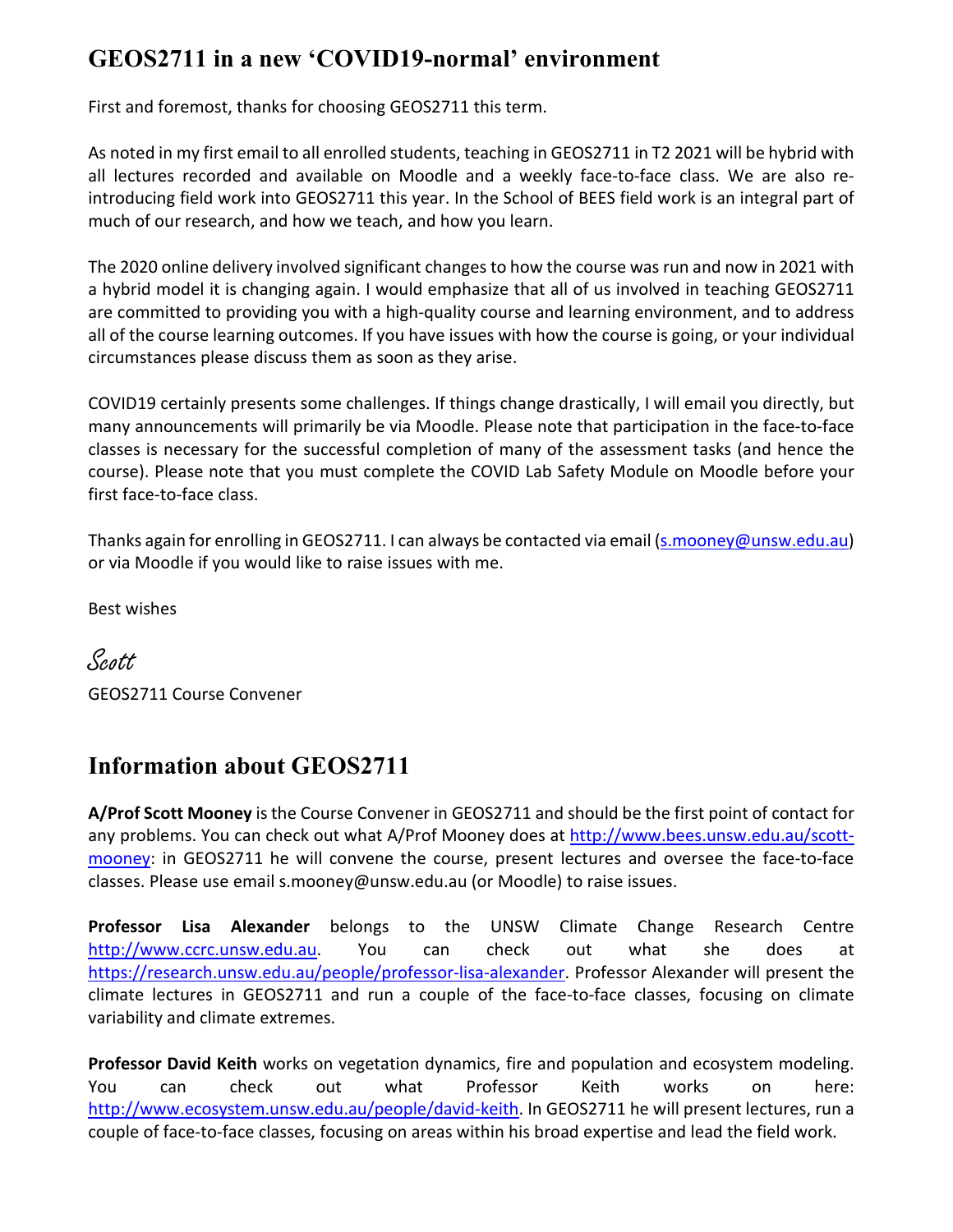## GEOS2711 in a new 'COVID19-normal' environment

First and foremost, thanks for choosing GEOS2711 this term.

As noted in my first email to all enrolled students, teaching in GEOS2711 in T2 2021 will be hybrid with all lectures recorded and available on Moodle and a weekly face-to-face class. We are also re-introducing field work into GEOS2711 this year. In the School of BEES field work is an integral part of much of our research, and how we teach, and how you learn.

The 2020 online delivery involved significant changes to how the course was run and now in 2021 with a hybrid model it is changing again. I would emphasize that all of us involved in teaching GEOS2711 are committed to providing you with a high-quality course and learning environment, and to address all of the course learning outcomes. If you have issues with how the course is going, or your individual circumstances please discuss them as soon as they arise.

COVID19 certainly presents some challenges. If things change drastically, I will email you directly, but many announcements will primarily be via Moodle. Please note that participation in the face-to-face classes is necessary for the successful completion of many of the assessment tasks (and hence the course). Please note that you must complete the COVID Lab Safety Module on Moodle before your first face-to-face class.

Thanks again for enrolling in GEOS2711. I can always be contacted via email (s.mooney@unsw.edu.au) or via Moodle if you would like to raise issues with me.

Best wishes

*Scott*

GEOS2711 Course Convener

## Information about GEOS2711

**A/Prof Scott Mooney** is the Course Convener in GEOS2711 and should be the first point of contact for any problems. You can check out what A/Prof Mooney does at http://www.bees.unsw.edu.au/scott-mooney: in GEOS2711 he will convene the course, present lectures and oversee the face-to-face classes. Please use email s.mooney@unsw.edu.au (or Moodle) to raise issues.

**Professor Lisa Alexander** belongs to the UNSW Climate Change Research Centre http://www.ccrc.unsw.edu.au. You can check out what she does at https://research.unsw.edu.au/people/professor-lisa-alexander. Professor Alexander will present the climate lectures in GEOS2711 and run a couple of the face-to-face classes, focusing on climate variability and climate extremes.

**Professor David Keith** works on vegetation dynamics, fire and population and ecosystem modeling. You can check out what Professor Keith works on here: http://www.ecosystem.unsw.edu.au/people/david-keith. In GEOS2711 he will present lectures, run a couple of face-to-face classes, focusing on areas within his broad expertise and lead the field work.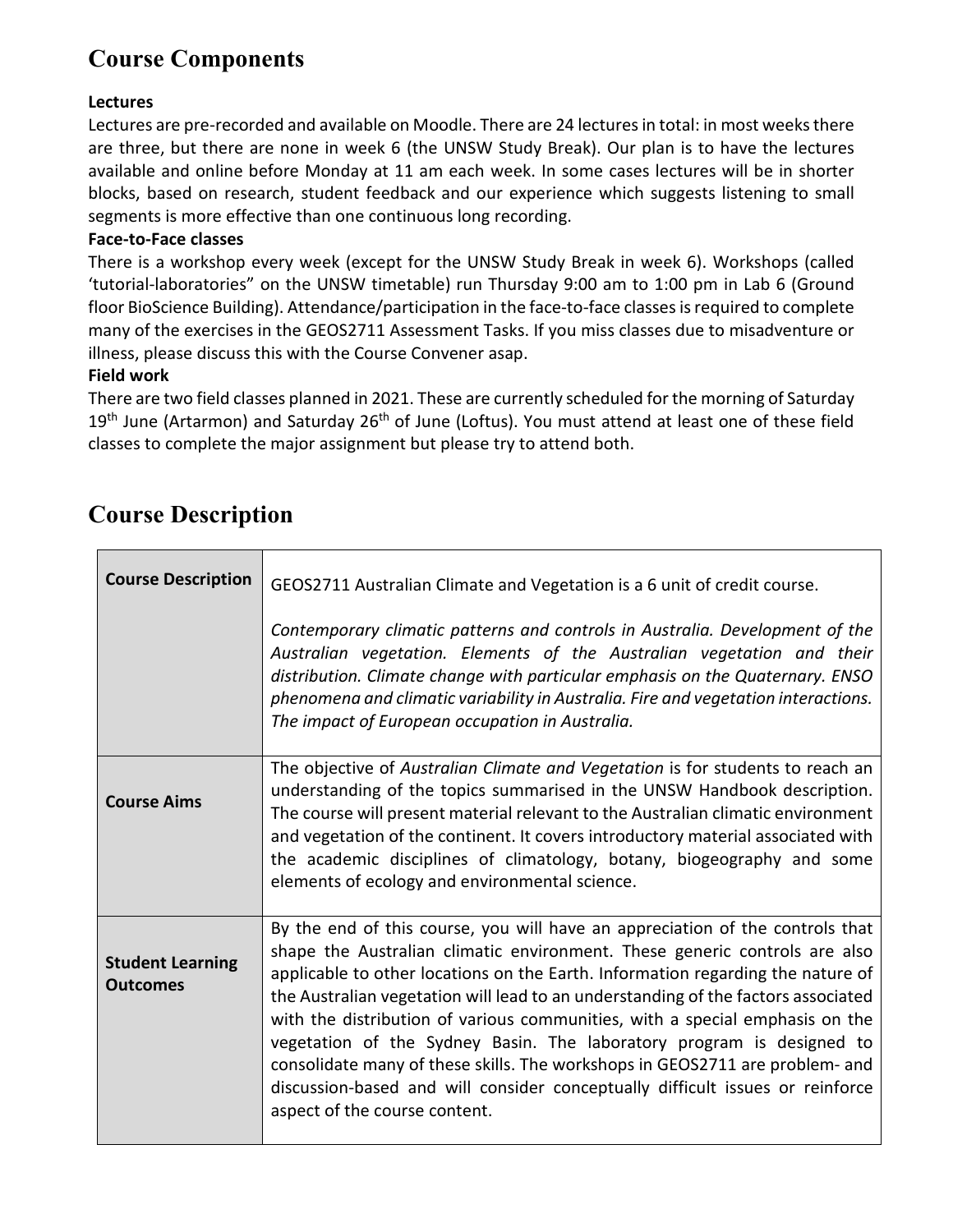## Course Components

**Lectures**

Lectures are pre-recorded and available on Moodle. There are 24 lectures in total: in most weeks there are three, but there are none in week 6 (the UNSW Study Break). Our plan is to have the lectures available and online before Monday at 11 am each week. In some cases lectures will be in shorter blocks, based on research, student feedback and our experience which suggests listening to small segments is more effective than one continuous long recording.

**Face-to-Face classes**

There is a workshop every week (except for the UNSW Study Break in week 6). Workshops (called 'tutorial-laboratories" on the UNSW timetable) run Thursday 9:00 am to 1:00 pm in Lab 6 (Ground floor BioScience Building). Attendance/participation in the face-to-face classes is required to complete many of the exercises in the GEOS2711 Assessment Tasks. If you miss classes due to misadventure or illness, please discuss this with the Course Convener asap.

**Field work**

There are two field classes planned in 2021. These are currently scheduled for the morning of Saturday 19th June (Artarmon) and Saturday 26th of June (Loftus). You must attend at least one of these field classes to complete the major assignment but please try to attend both.

## Course Description

| | |
|---|---|
| **Course Description** | GEOS2711 Australian Climate and Vegetation is a 6 unit of credit course.<br><br>*Contemporary climatic patterns and controls in Australia. Development of the Australian vegetation. Elements of the Australian vegetation and their distribution. Climate change with particular emphasis on the Quaternary. ENSO phenomena and climatic variability in Australia. Fire and vegetation interactions. The impact of European occupation in Australia.* |
| **Course Aims** | The objective of *Australian Climate and Vegetation* is for students to reach an understanding of the topics summarised in the UNSW Handbook description. The course will present material relevant to the Australian climatic environment and vegetation of the continent. It covers introductory material associated with the academic disciplines of climatology, botany, biogeography and some elements of ecology and environmental science. |
| **Student Learning Outcomes** | By the end of this course, you will have an appreciation of the controls that shape the Australian climatic environment. These generic controls are also applicable to other locations on the Earth. Information regarding the nature of the Australian vegetation will lead to an understanding of the factors associated with the distribution of various communities, with a special emphasis on the vegetation of the Sydney Basin. The laboratory program is designed to consolidate many of these skills. The workshops in GEOS2711 are problem- and discussion-based and will consider conceptually difficult issues or reinforce aspect of the course content. |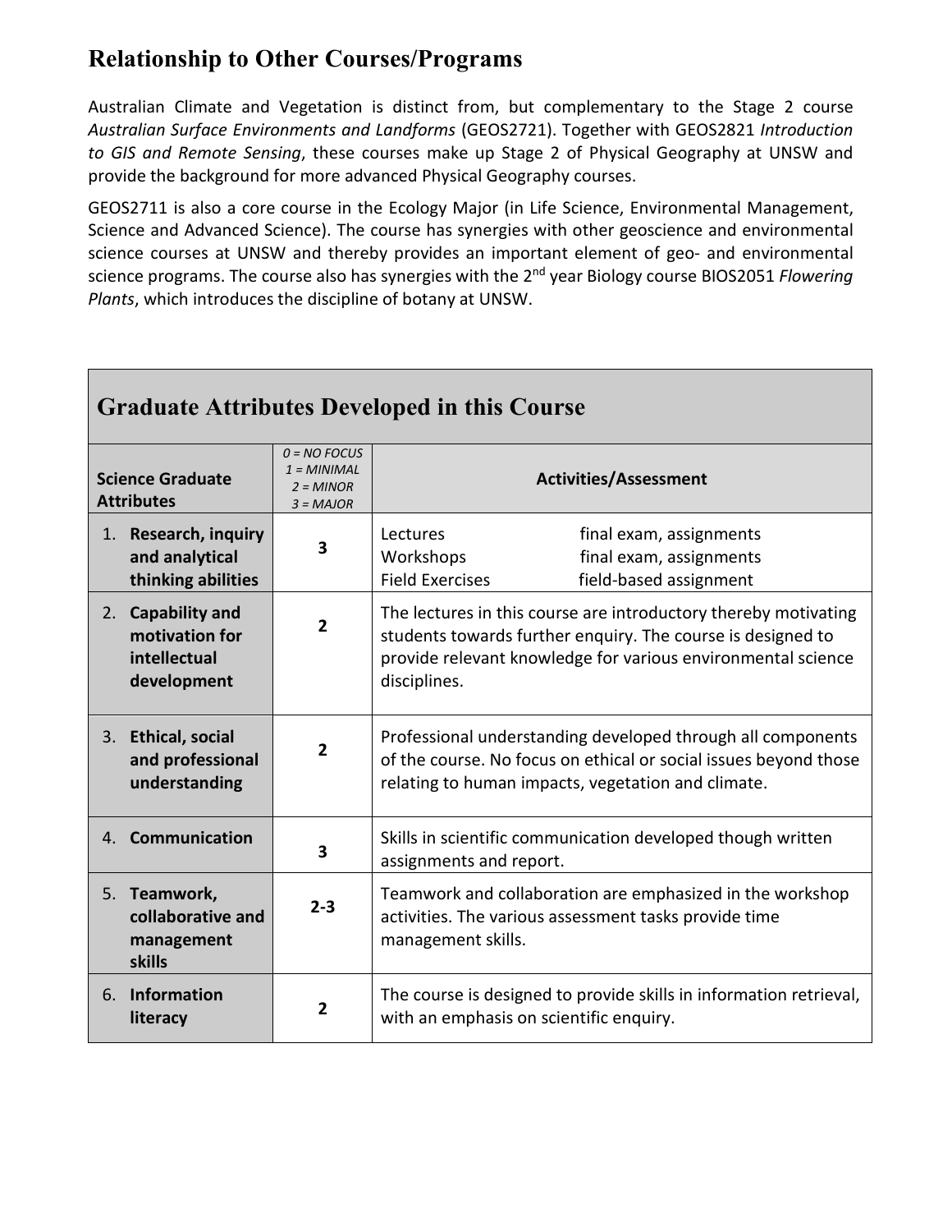## Relationship to Other Courses/Programs

Australian Climate and Vegetation is distinct from, but complementary to the Stage 2 course *Australian Surface Environments and Landforms* (GEOS2721). Together with GEOS2821 *Introduction to GIS and Remote Sensing*, these courses make up Stage 2 of Physical Geography at UNSW and provide the background for more advanced Physical Geography courses.

GEOS2711 is also a core course in the Ecology Major (in Life Science, Environmental Management, Science and Advanced Science). The course has synergies with other geoscience and environmental science courses at UNSW and thereby provides an important element of geo- and environmental science programs. The course also has synergies with the 2nd year Biology course BIOS2051 *Flowering Plants*, which introduces the discipline of botany at UNSW.

## Graduate Attributes Developed in this Course

| Science Graduate Attributes | *0 = NO FOCUS 1 = MINIMAL 2 = MINOR 3 = MAJOR* | Activities/Assessment |
|---|---|---|
| 1. **Research, inquiry and analytical thinking abilities** | **3** | Lectures — final exam, assignments<br>Workshops — final exam, assignments<br>Field Exercises — field-based assignment |
| 2. **Capability and motivation for intellectual development** | **2** | The lectures in this course are introductory thereby motivating students towards further enquiry. The course is designed to provide relevant knowledge for various environmental science disciplines. |
| 3. **Ethical, social and professional understanding** | **2** | Professional understanding developed through all components of the course. No focus on ethical or social issues beyond those relating to human impacts, vegetation and climate. |
| 4. **Communication** | **3** | Skills in scientific communication developed though written assignments and report. |
| 5. **Teamwork, collaborative and management skills** | **2-3** | Teamwork and collaboration are emphasized in the workshop activities. The various assessment tasks provide time management skills. |
| 6. **Information literacy** | **2** | The course is designed to provide skills in information retrieval, with an emphasis on scientific enquiry. |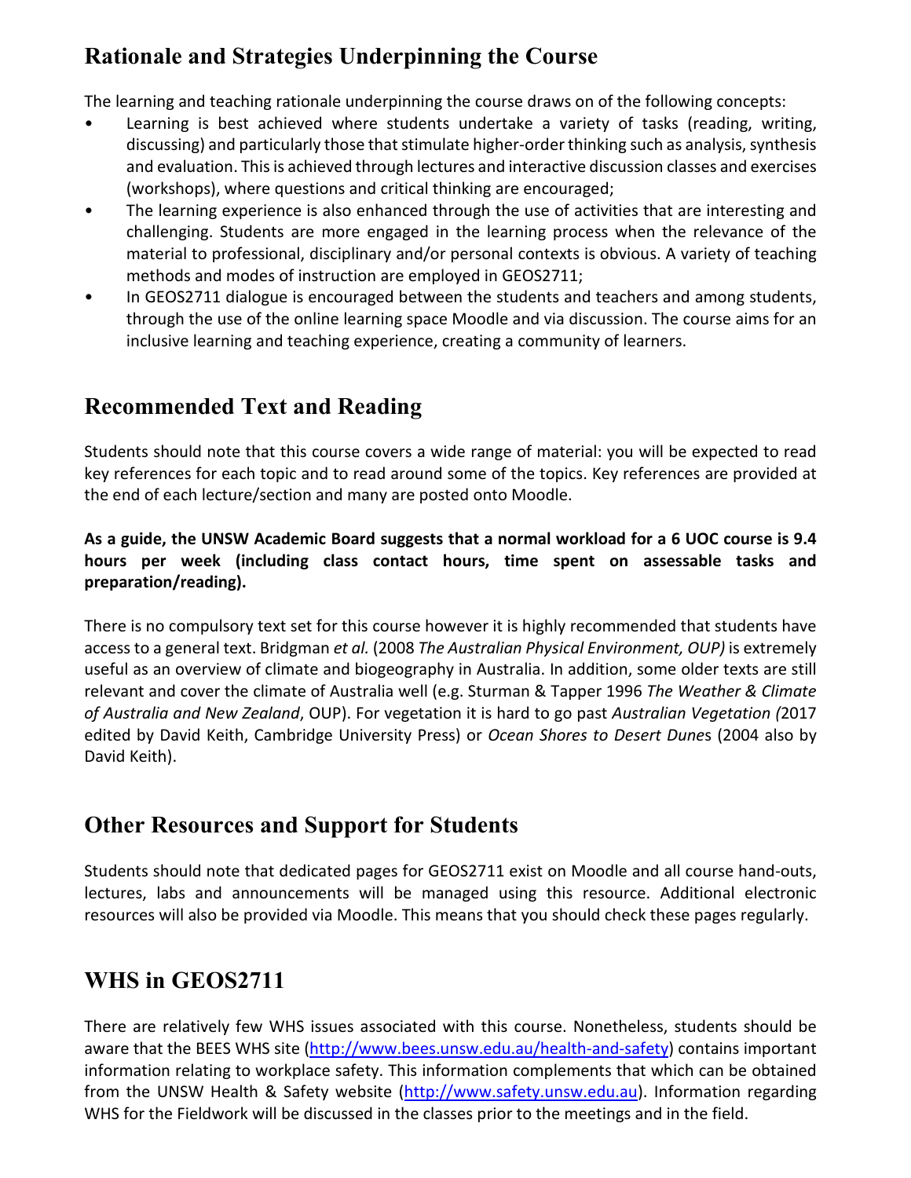## Rationale and Strategies Underpinning the Course

The learning and teaching rationale underpinning the course draws on of the following concepts:

- Learning is best achieved where students undertake a variety of tasks (reading, writing, discussing) and particularly those that stimulate higher-order thinking such as analysis, synthesis and evaluation. This is achieved through lectures and interactive discussion classes and exercises (workshops), where questions and critical thinking are encouraged;
- The learning experience is also enhanced through the use of activities that are interesting and challenging. Students are more engaged in the learning process when the relevance of the material to professional, disciplinary and/or personal contexts is obvious. A variety of teaching methods and modes of instruction are employed in GEOS2711;
- In GEOS2711 dialogue is encouraged between the students and teachers and among students, through the use of the online learning space Moodle and via discussion. The course aims for an inclusive learning and teaching experience, creating a community of learners.

## Recommended Text and Reading

Students should note that this course covers a wide range of material: you will be expected to read key references for each topic and to read around some of the topics. Key references are provided at the end of each lecture/section and many are posted onto Moodle.

**As a guide, the UNSW Academic Board suggests that a normal workload for a 6 UOC course is 9.4 hours per week (including class contact hours, time spent on assessable tasks and preparation/reading).**

There is no compulsory text set for this course however it is highly recommended that students have access to a general text. Bridgman *et al.* (2008 *The Australian Physical Environment, OUP)* is extremely useful as an overview of climate and biogeography in Australia. In addition, some older texts are still relevant and cover the climate of Australia well (e.g. Sturman & Tapper 1996 *The Weather & Climate of Australia and New Zealand*, OUP). For vegetation it is hard to go past *Australian Vegetation (*2017 edited by David Keith, Cambridge University Press) or *Ocean Shores to Desert Dune*s (2004 also by David Keith).

## Other Resources and Support for Students

Students should note that dedicated pages for GEOS2711 exist on Moodle and all course hand-outs, lectures, labs and announcements will be managed using this resource. Additional electronic resources will also be provided via Moodle. This means that you should check these pages regularly.

## WHS in GEOS2711

There are relatively few WHS issues associated with this course. Nonetheless, students should be aware that the BEES WHS site (http://www.bees.unsw.edu.au/health-and-safety) contains important information relating to workplace safety. This information complements that which can be obtained from the UNSW Health & Safety website (http://www.safety.unsw.edu.au). Information regarding WHS for the Fieldwork will be discussed in the classes prior to the meetings and in the field.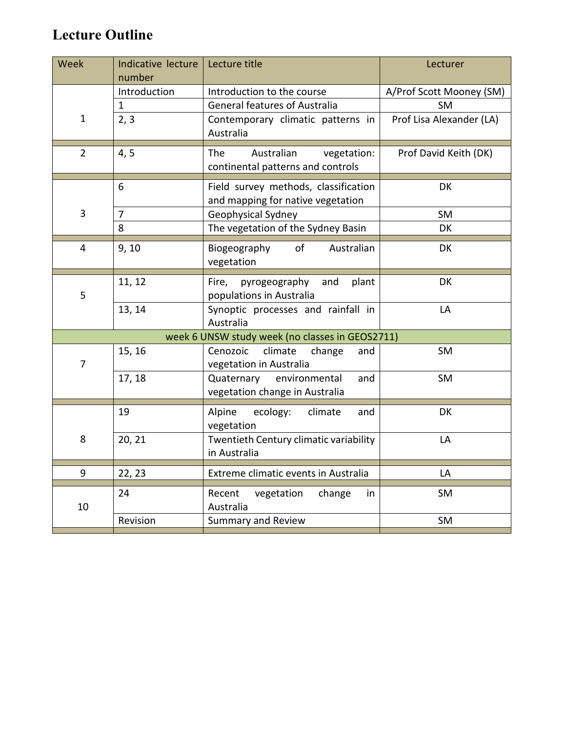# Lecture Outline

| Week | Indicative lecture number | Lecture title | Lecturer |
|---|---|---|---|
| 1 | Introduction | Introduction to the course | A/Prof Scott Mooney (SM) |
| | 1 | General features of Australia | SM |
| | 2, 3 | Contemporary climatic patterns in Australia | Prof Lisa Alexander (LA) |
| 2 | 4, 5 | The Australian vegetation: continental patterns and controls | Prof David Keith (DK) |
| 3 | 6 | Field survey methods, classification and mapping for native vegetation | DK |
| | 7 | Geophysical Sydney | SM |
| | 8 | The vegetation of the Sydney Basin | DK |
| 4 | 9, 10 | Biogeography of Australian vegetation | DK |
| 5 | 11, 12 | Fire, pyrogeography and plant populations in Australia | DK |
| | 13, 14 | Synoptic processes and rainfall in Australia | LA |
| week 6 UNSW study week (no classes in GEOS2711) | | | |
| 7 | 15, 16 | Cenozoic climate change and vegetation in Australia | SM |
| | 17, 18 | Quaternary environmental and vegetation change in Australia | SM |
| 8 | 19 | Alpine ecology: climate and vegetation | DK |
| | 20, 21 | Twentieth Century climatic variability in Australia | LA |
| 9 | 22, 23 | Extreme climatic events in Australia | LA |
| 10 | 24 | Recent vegetation change in Australia | SM |
| | Revision | Summary and Review | SM |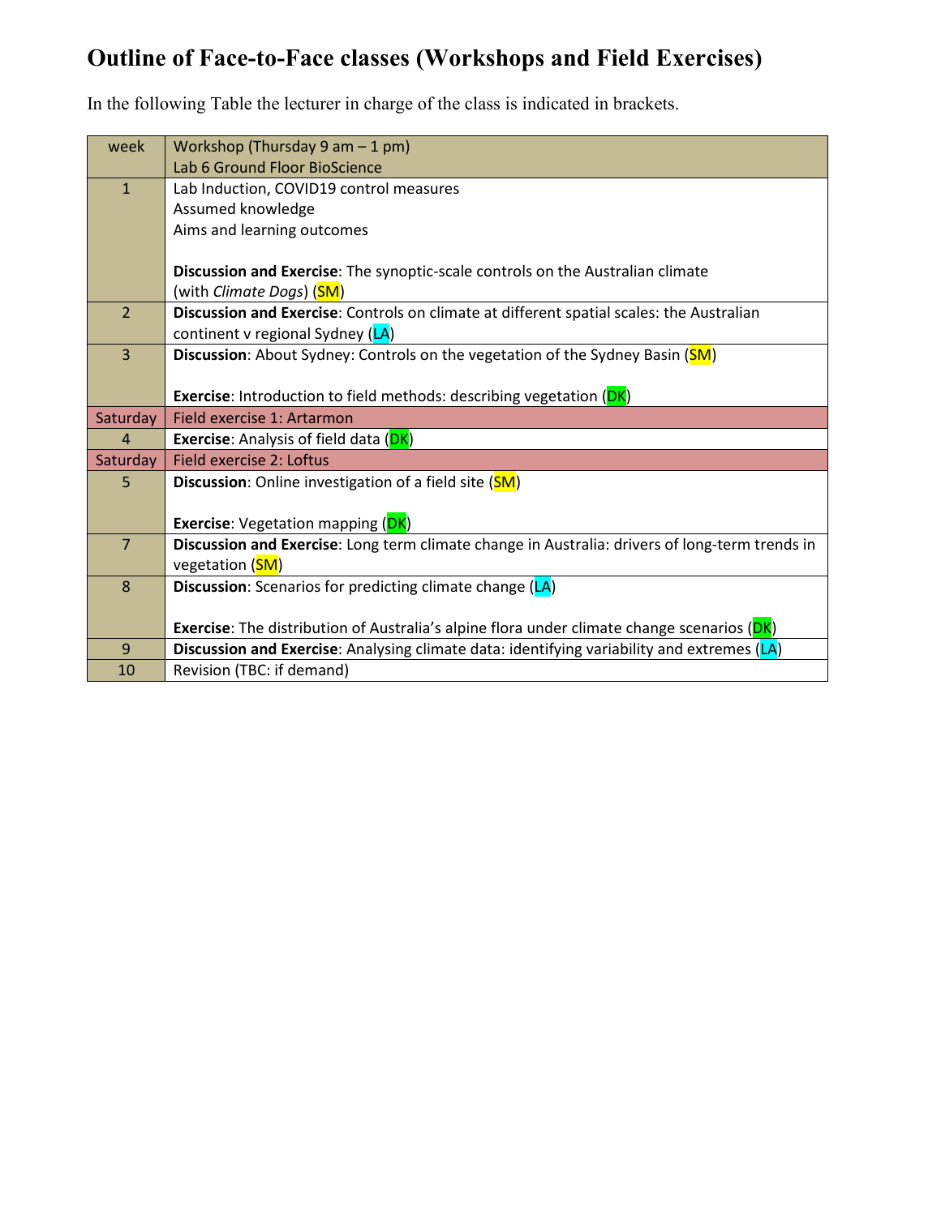# Outline of Face-to-Face classes (Workshops and Field Exercises)

In the following Table the lecturer in charge of the class is indicated in brackets.

| week | Workshop (Thursday 9 am – 1 pm)<br>Lab 6 Ground Floor BioScience |
|---|---|
| 1 | Lab Induction, COVID19 control measures<br>Assumed knowledge<br>Aims and learning outcomes<br><br>**Discussion and Exercise**: The synoptic-scale controls on the Australian climate (with *Climate Dogs*) (SM) |
| 2 | **Discussion and Exercise**: Controls on climate at different spatial scales: the Australian continent v regional Sydney (LA) |
| 3 | **Discussion**: About Sydney: Controls on the vegetation of the Sydney Basin (SM)<br><br>**Exercise**: Introduction to field methods: describing vegetation (DK) |
| Saturday | Field exercise 1: Artarmon |
| 4 | **Exercise**: Analysis of field data (DK) |
| Saturday | Field exercise 2: Loftus |
| 5 | **Discussion**: Online investigation of a field site (SM)<br><br>**Exercise**: Vegetation mapping (DK) |
| 7 | **Discussion and Exercise**: Long term climate change in Australia: drivers of long-term trends in vegetation (SM) |
| 8 | **Discussion**: Scenarios for predicting climate change (LA)<br><br>**Exercise**: The distribution of Australia's alpine flora under climate change scenarios (DK) |
| 9 | **Discussion and Exercise**: Analysing climate data: identifying variability and extremes (LA) |
| 10 | Revision (TBC: if demand) |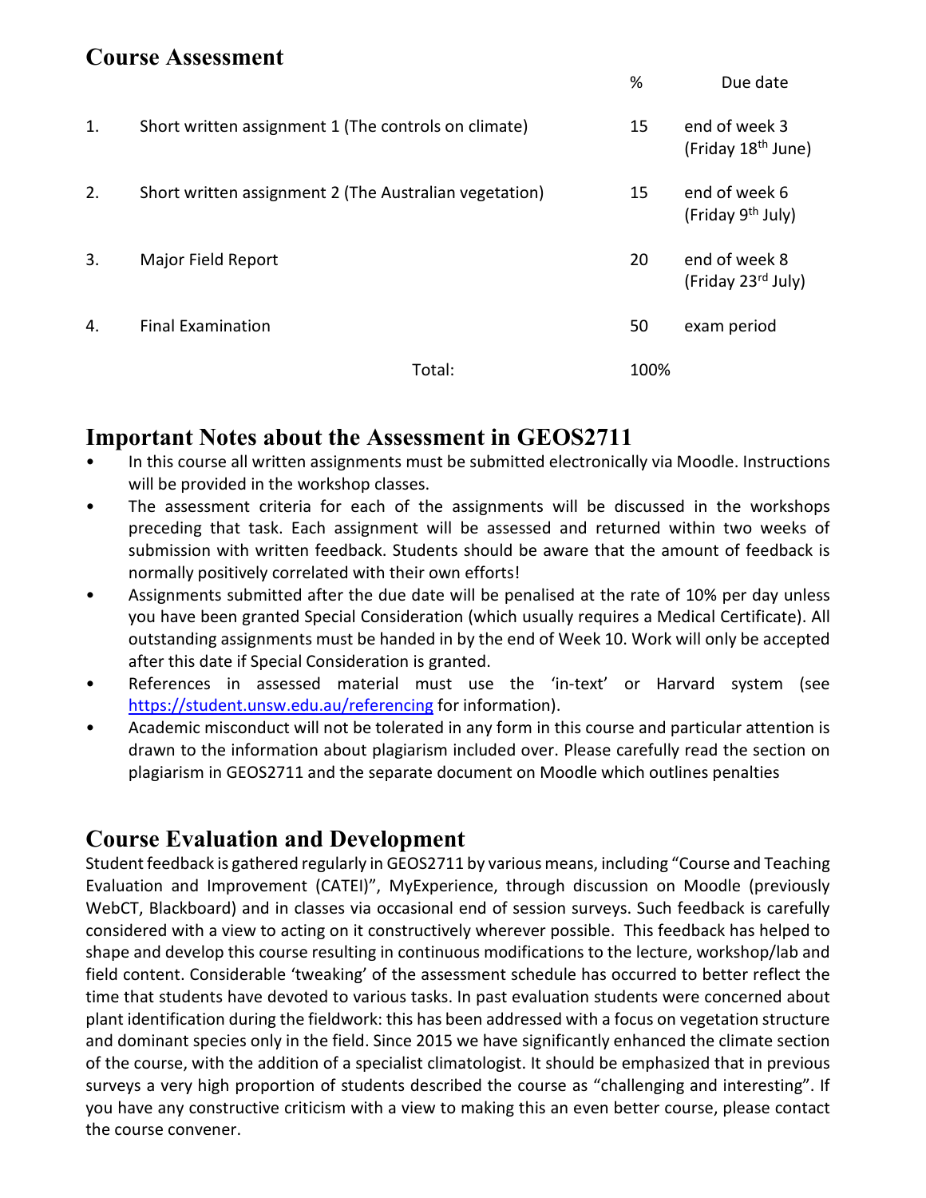## Course Assessment

| | | % | Due date |
|---|---|---|---|
| 1. | Short written assignment 1 (The controls on climate) | 15 | end of week 3 (Friday 18th June) |
| 2. | Short written assignment 2 (The Australian vegetation) | 15 | end of week 6 (Friday 9th July) |
| 3. | Major Field Report | 20 | end of week 8 (Friday 23rd July) |
| 4. | Final Examination | 50 | exam period |
| | Total: | 100% | |

## Important Notes about the Assessment in GEOS2711

- In this course all written assignments must be submitted electronically via Moodle. Instructions will be provided in the workshop classes.
- The assessment criteria for each of the assignments will be discussed in the workshops preceding that task. Each assignment will be assessed and returned within two weeks of submission with written feedback. Students should be aware that the amount of feedback is normally positively correlated with their own efforts!
- Assignments submitted after the due date will be penalised at the rate of 10% per day unless you have been granted Special Consideration (which usually requires a Medical Certificate). All outstanding assignments must be handed in by the end of Week 10. Work will only be accepted after this date if Special Consideration is granted.
- References in assessed material must use the 'in-text' or Harvard system (see https://student.unsw.edu.au/referencing for information).
- Academic misconduct will not be tolerated in any form in this course and particular attention is drawn to the information about plagiarism included over. Please carefully read the section on plagiarism in GEOS2711 and the separate document on Moodle which outlines penalties

## Course Evaluation and Development

Student feedback is gathered regularly in GEOS2711 by various means, including "Course and Teaching Evaluation and Improvement (CATEI)", MyExperience, through discussion on Moodle (previously WebCT, Blackboard) and in classes via occasional end of session surveys. Such feedback is carefully considered with a view to acting on it constructively wherever possible. This feedback has helped to shape and develop this course resulting in continuous modifications to the lecture, workshop/lab and field content. Considerable 'tweaking' of the assessment schedule has occurred to better reflect the time that students have devoted to various tasks. In past evaluation students were concerned about plant identification during the fieldwork: this has been addressed with a focus on vegetation structure and dominant species only in the field. Since 2015 we have significantly enhanced the climate section of the course, with the addition of a specialist climatologist. It should be emphasized that in previous surveys a very high proportion of students described the course as "challenging and interesting". If you have any constructive criticism with a view to making this an even better course, please contact the course convener.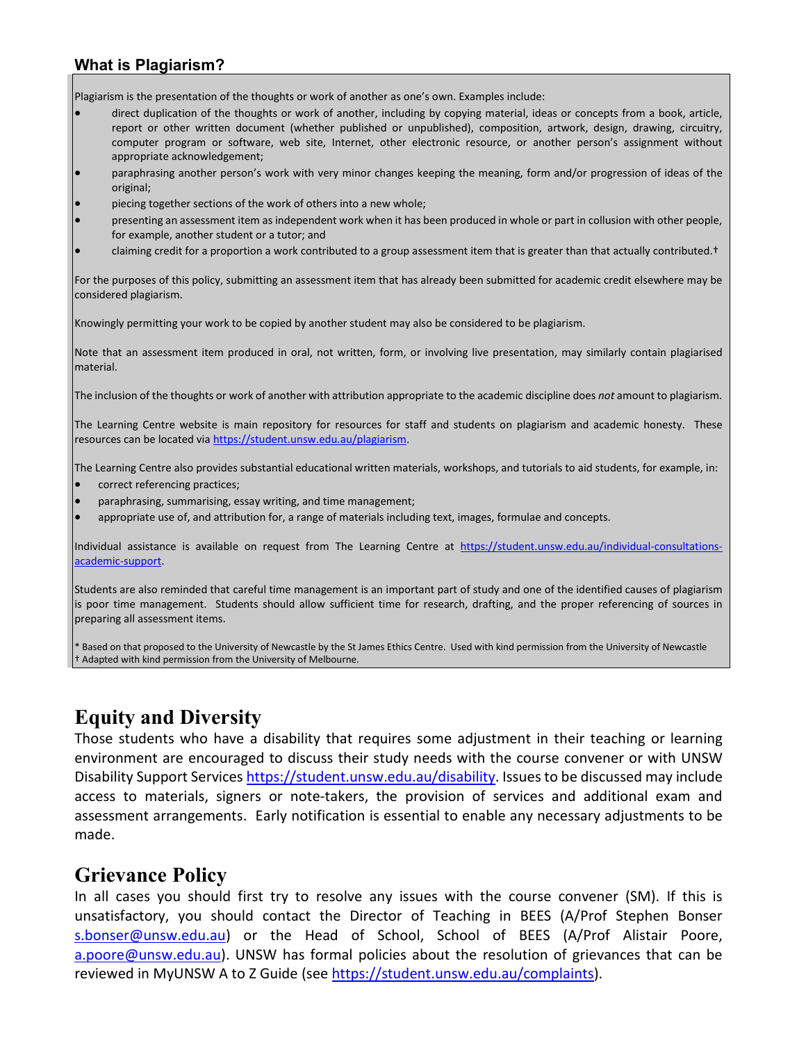### What is Plagiarism?

Plagiarism is the presentation of the thoughts or work of another as one's own. Examples include:

- direct duplication of the thoughts or work of another, including by copying material, ideas or concepts from a book, article, report or other written document (whether published or unpublished), composition, artwork, design, drawing, circuitry, computer program or software, web site, Internet, other electronic resource, or another person's assignment without appropriate acknowledgement;
- paraphrasing another person's work with very minor changes keeping the meaning, form and/or progression of ideas of the original;
- piecing together sections of the work of others into a new whole;
- presenting an assessment item as independent work when it has been produced in whole or part in collusion with other people, for example, another student or a tutor; and
- claiming credit for a proportion a work contributed to a group assessment item that is greater than that actually contributed.†

For the purposes of this policy, submitting an assessment item that has already been submitted for academic credit elsewhere may be considered plagiarism.

Knowingly permitting your work to be copied by another student may also be considered to be plagiarism.

Note that an assessment item produced in oral, not written, form, or involving live presentation, may similarly contain plagiarised material.

The inclusion of the thoughts or work of another with attribution appropriate to the academic discipline does *not* amount to plagiarism.

The Learning Centre website is main repository for resources for staff and students on plagiarism and academic honesty. These resources can be located via https://student.unsw.edu.au/plagiarism.

The Learning Centre also provides substantial educational written materials, workshops, and tutorials to aid students, for example, in:

- correct referencing practices;
- paraphrasing, summarising, essay writing, and time management;
- appropriate use of, and attribution for, a range of materials including text, images, formulae and concepts.

Individual assistance is available on request from The Learning Centre at https://student.unsw.edu.au/individual-consultations-academic-support.

Students are also reminded that careful time management is an important part of study and one of the identified causes of plagiarism is poor time management. Students should allow sufficient time for research, drafting, and the proper referencing of sources in preparing all assessment items.

\* Based on that proposed to the University of Newcastle by the St James Ethics Centre. Used with kind permission from the University of Newcastle
† Adapted with kind permission from the University of Melbourne.

## Equity and Diversity

Those students who have a disability that requires some adjustment in their teaching or learning environment are encouraged to discuss their study needs with the course convener or with UNSW Disability Support Services https://student.unsw.edu.au/disability. Issues to be discussed may include access to materials, signers or note-takers, the provision of services and additional exam and assessment arrangements. Early notification is essential to enable any necessary adjustments to be made.

## Grievance Policy

In all cases you should first try to resolve any issues with the course convener (SM). If this is unsatisfactory, you should contact the Director of Teaching in BEES (A/Prof Stephen Bonser s.bonser@unsw.edu.au) or the Head of School, School of BEES (A/Prof Alistair Poore, a.poore@unsw.edu.au). UNSW has formal policies about the resolution of grievances that can be reviewed in MyUNSW A to Z Guide (see https://student.unsw.edu.au/complaints).